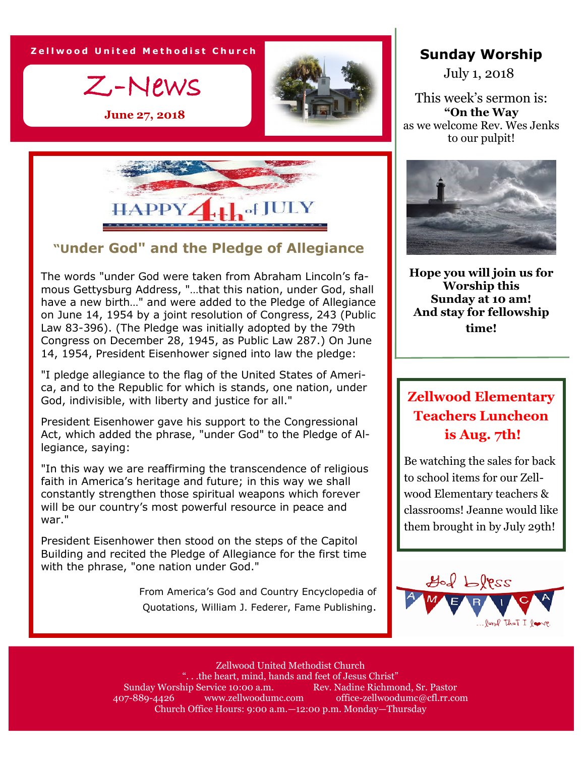Zellwood United Methodist Church

# Z-News

**June 27, 2018**

HAPPY 4th of JULY

## "Under God" and the Pledge of Allegiance

The words "under God were taken from Abraham Lincoln's famous Gettysburg Address, "…that this nation, under God, shall have a new birth…" and were added to the Pledge of Allegiance on June 14, 1954 by a joint resolution of Congress, 243 (Public Law 83-396). (The Pledge was initially adopted by the 79th Congress on December 28, 1945, as Public Law 287.) On June 14, 1954, President Eisenhower signed into law the pledge:

"I pledge allegiance to the flag of the United States of America, and to the Republic for which is stands, one nation, under God, indivisible, with liberty and justice for all."

President Eisenhower gave his support to the Congressional Act, which added the phrase, "under God" to the Pledge of Allegiance, saying:

"In this way we are reaffirming the transcendence of religious faith in America's heritage and future; in this way we shall constantly strengthen those spiritual weapons which forever will be our country's most powerful resource in peace and war."

President Eisenhower then stood on the steps of the Capitol Building and recited the Pledge of Allegiance for the first time with the phrase, "one nation under God."

From America's God and Country Encyclopedia of Quotations, William J. Federer, Fame Publishing.

## Sunday Worship

July 1, 2018

This week's sermon is:
**"On the Way**
as we welcome Rev. Wes Jenks to our pulpit!

**Hope you will join us for Worship this Sunday at 10 am! And stay for fellowship time!**

## Zellwood Elementary Teachers Luncheon is Aug. 7th!

Be watching the sales for back to school items for our Zellwood Elementary teachers & classrooms! Jeanne would like them brought in by July 29th!

God bless AMERICA …land that I love.

Zellwood United Methodist Church
". . .the heart, mind, hands and feet of Jesus Christ"
Sunday Worship Service 10:00 a.m. Rev. Nadine Richmond, Sr. Pastor
407-889-4426 www.zellwoodumc.com office-zellwoodumc@cfl.rr.com
Church Office Hours: 9:00 a.m.—12:00 p.m. Monday—Thursday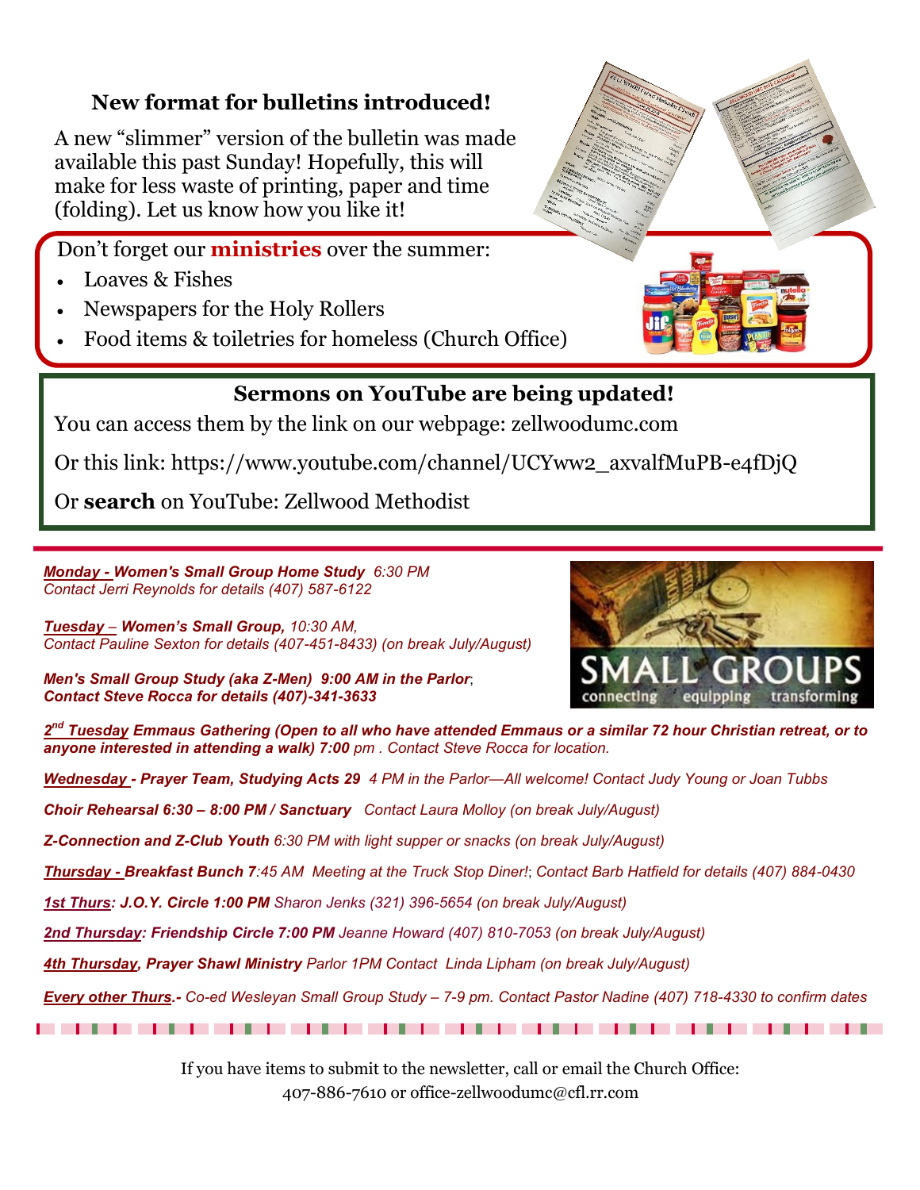## New format for bulletins introduced!

A new "slimmer" version of the bulletin was made available this past Sunday! Hopefully, this will make for less waste of printing, paper and time (folding). Let us know how you like it!

Don't forget our **ministries** over the summer:

- Loaves & Fishes
- Newspapers for the Holy Rollers
- Food items & toiletries for homeless (Church Office)

## Sermons on YouTube are being updated!

You can access them by the link on our webpage: zellwoodumc.com

Or this link: https://www.youtube.com/channel/UCYww2_axvalfMuPB-e4fDjQ

Or **search** on YouTube: Zellwood Methodist

***Monday - Women's Small Group Home Study*** *6:30 PM*
*Contact Jerri Reynolds for details (407) 587-6122*

***Tuesday** – **Women's Small Group,** 10:30 AM,*
*Contact Pauline Sexton for details (407-451-8433) (on break July/August)*

***Men's Small Group Study (aka Z-Men) 9:00 AM in the Parlor**;*
***Contact Steve Rocca for details (407)-341-3633***

SMALL GROUPS
connecting equipping transforming

***2nd Tuesday Emmaus Gathering (Open to all who have attended Emmaus or a similar 72 hour Christian retreat, or to anyone interested in attending a walk) 7:00** pm . Contact Steve Rocca for location.*

***Wednesday - Prayer Team, Studying Acts 29*** *4 PM in the Parlor—All welcome! Contact Judy Young or Joan Tubbs*

***Choir Rehearsal 6:30 – 8:00 PM / Sanctuary*** *Contact Laura Molloy (on break July/August)*

***Z-Connection and Z-Club Youth*** *6:30 PM with light supper or snacks (on break July/August)*

***Thursday - Breakfast Bunch 7**:45 AM Meeting at the Truck Stop Diner!; Contact Barb Hatfield for details (407) 884-0430*

***1st Thurs: J.O.Y. Circle 1:00 PM*** *Sharon Jenks (321) 396-5654 (on break July/August)*

***2nd Thursday: Friendship Circle 7:00 PM*** *Jeanne Howard (407) 810-7053 (on break July/August)*

***4th Thursday, Prayer Shawl Ministry*** *Parlor 1PM Contact Linda Lipham (on break July/August)*

***Every other Thurs.-*** *Co-ed Wesleyan Small Group Study – 7-9 pm. Contact Pastor Nadine (407) 718-4330 to confirm dates*

If you have items to submit to the newsletter, call or email the Church Office:
407-886-7610 or office-zellwoodumc@cfl.rr.com